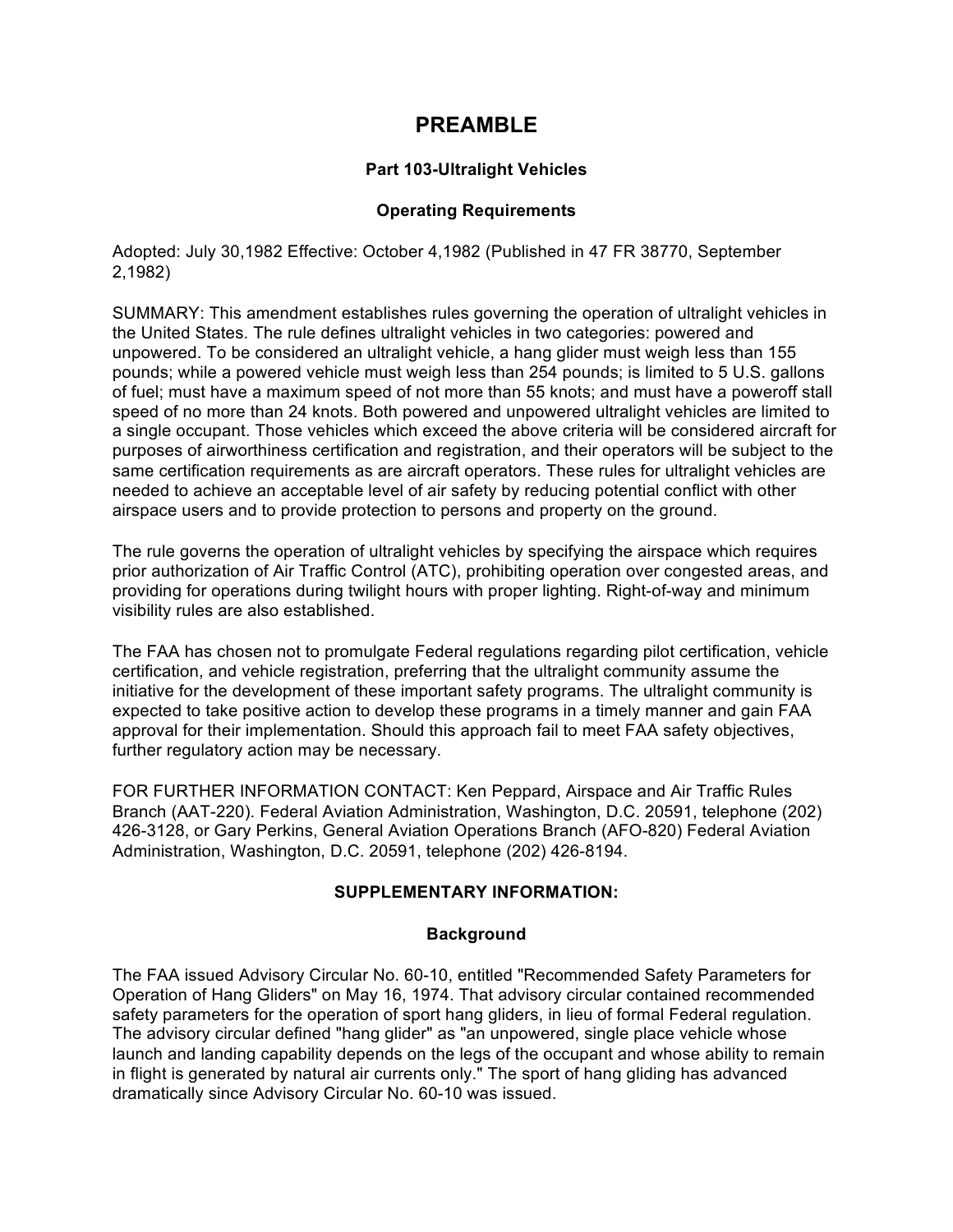# PREAMBLE

### Part 103-Ultralight Vehicles

### Operating Requirements

Adopted: July 30,1982 Effective: October 4,1982 (Published in 47 FR 38770, September 2,1982)

SUMMARY: This amendment establishes rules governing the operation of ultralight vehicles in the United States. The rule defines ultralight vehicles in two categories: powered and unpowered. To be considered an ultralight vehicle, a hang glider must weigh less than 155 pounds; while a powered vehicle must weigh less than 254 pounds; is limited to 5 U.S. gallons of fuel; must have a maximum speed of not more than 55 knots; and must have a poweroff stall speed of no more than 24 knots. Both powered and unpowered ultralight vehicles are limited to a single occupant. Those vehicles which exceed the above criteria will be considered aircraft for purposes of airworthiness certification and registration, and their operators will be subject to the same certification requirements as are aircraft operators. These rules for ultralight vehicles are needed to achieve an acceptable level of air safety by reducing potential conflict with other airspace users and to provide protection to persons and property on the ground.

The rule governs the operation of ultralight vehicles by specifying the airspace which requires prior authorization of Air Traffic Control (ATC), prohibiting operation over congested areas, and providing for operations during twilight hours with proper lighting. Right-of-way and minimum visibility rules are also established.

The FAA has chosen not to promulgate Federal regulations regarding pilot certification, vehicle certification, and vehicle registration, preferring that the ultralight community assume the initiative for the development of these important safety programs. The ultralight community is expected to take positive action to develop these programs in a timely manner and gain FAA approval for their implementation. Should this approach fail to meet FAA safety objectives, further regulatory action may be necessary.

FOR FURTHER INFORMATION CONTACT: Ken Peppard, Airspace and Air Traffic Rules Branch (AAT-220). Federal Aviation Administration, Washington, D.C. 20591, telephone (202) 426-3128, or Gary Perkins, General Aviation Operations Branch (AFO-820) Federal Aviation Administration, Washington, D.C. 20591, telephone (202) 426-8194.

### SUPPLEMENTARY INFORMATION:

### Background

The FAA issued Advisory Circular No. 60-10, entitled "Recommended Safety Parameters for Operation of Hang Gliders" on May 16, 1974. That advisory circular contained recommended safety parameters for the operation of sport hang gliders, in lieu of formal Federal regulation. The advisory circular defined "hang glider" as "an unpowered, single place vehicle whose launch and landing capability depends on the legs of the occupant and whose ability to remain in flight is generated by natural air currents only." The sport of hang gliding has advanced dramatically since Advisory Circular No. 60-10 was issued.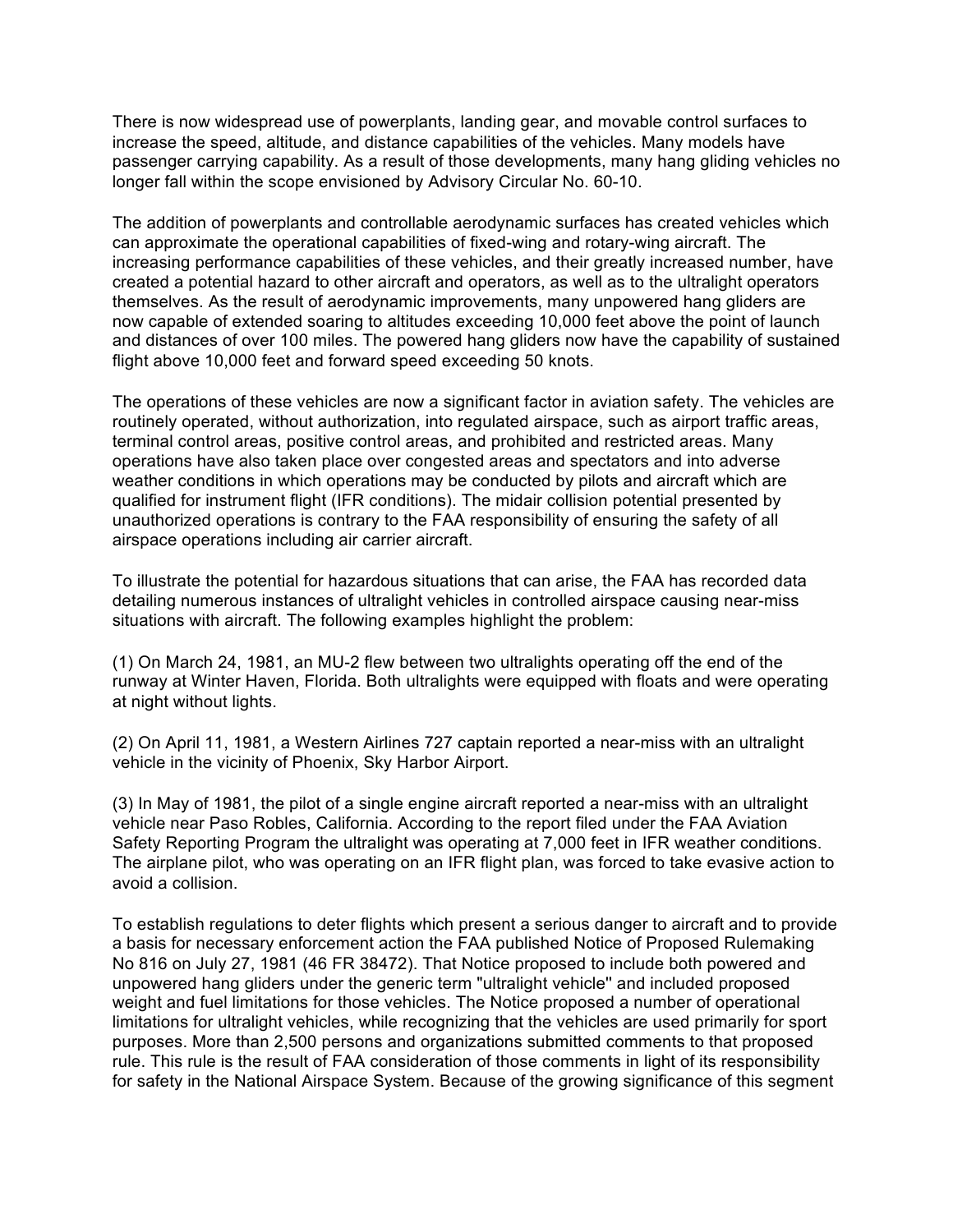There is now widespread use of powerplants, landing gear, and movable control surfaces to increase the speed, altitude, and distance capabilities of the vehicles. Many models have passenger carrying capability. As a result of those developments, many hang gliding vehicles no longer fall within the scope envisioned by Advisory Circular No. 60-10.

The addition of powerplants and controllable aerodynamic surfaces has created vehicles which can approximate the operational capabilities of fixed-wing and rotary-wing aircraft. The increasing performance capabilities of these vehicles, and their greatly increased number, have created a potential hazard to other aircraft and operators, as well as to the ultralight operators themselves. As the result of aerodynamic improvements, many unpowered hang gliders are now capable of extended soaring to altitudes exceeding 10,000 feet above the point of launch and distances of over 100 miles. The powered hang gliders now have the capability of sustained flight above 10,000 feet and forward speed exceeding 50 knots.

The operations of these vehicles are now a significant factor in aviation safety. The vehicles are routinely operated, without authorization, into regulated airspace, such as airport traffic areas, terminal control areas, positive control areas, and prohibited and restricted areas. Many operations have also taken place over congested areas and spectators and into adverse weather conditions in which operations may be conducted by pilots and aircraft which are qualified for instrument flight (IFR conditions). The midair collision potential presented by unauthorized operations is contrary to the FAA responsibility of ensuring the safety of all airspace operations including air carrier aircraft.

To illustrate the potential for hazardous situations that can arise, the FAA has recorded data detailing numerous instances of ultralight vehicles in controlled airspace causing near-miss situations with aircraft. The following examples highlight the problem:

(1) On March 24, 1981, an MU-2 flew between two ultralights operating off the end of the runway at Winter Haven, Florida. Both ultralights were equipped with floats and were operating at night without lights.

(2) On April 11, 1981, a Western Airlines 727 captain reported a near-miss with an ultralight vehicle in the vicinity of Phoenix, Sky Harbor Airport.

(3) In May of 1981, the pilot of a single engine aircraft reported a near-miss with an ultralight vehicle near Paso Robles, California. According to the report filed under the FAA Aviation Safety Reporting Program the ultralight was operating at 7,000 feet in IFR weather conditions. The airplane pilot, who was operating on an IFR flight plan, was forced to take evasive action to avoid a collision.

To establish regulations to deter flights which present a serious danger to aircraft and to provide a basis for necessary enforcement action the FAA published Notice of Proposed Rulemaking No 816 on July 27, 1981 (46 FR 38472). That Notice proposed to include both powered and unpowered hang gliders under the generic term "ultralight vehicle'' and included proposed weight and fuel limitations for those vehicles. The Notice proposed a number of operational limitations for ultralight vehicles, while recognizing that the vehicles are used primarily for sport purposes. More than 2,500 persons and organizations submitted comments to that proposed rule. This rule is the result of FAA consideration of those comments in light of its responsibility for safety in the National Airspace System. Because of the growing significance of this segment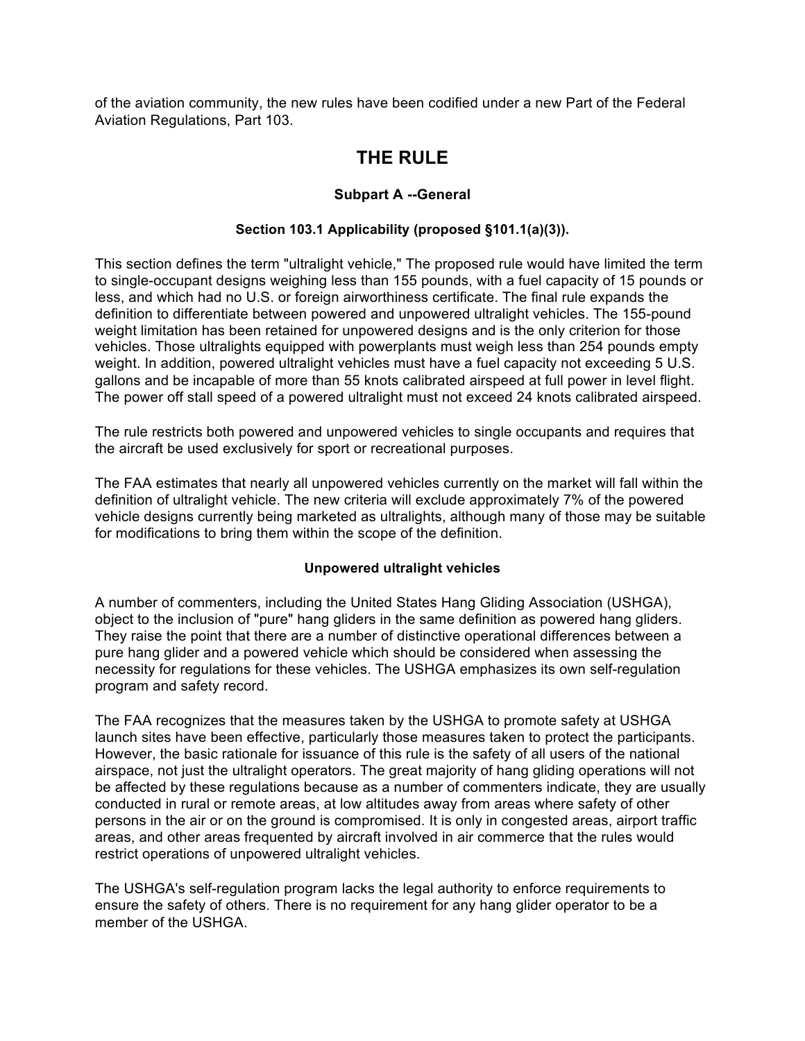of the aviation community, the new rules have been codified under a new Part of the Federal Aviation Regulations, Part 103.

# THE RULE

### Subpart A --General

#### Section 103.1 Applicability (proposed §101.1(a)(3)).

This section defines the term "ultralight vehicle," The proposed rule would have limited the term to single-occupant designs weighing less than 155 pounds, with a fuel capacity of 15 pounds or less, and which had no U.S. or foreign airworthiness certificate. The final rule expands the definition to differentiate between powered and unpowered ultralight vehicles. The 155-pound weight limitation has been retained for unpowered designs and is the only criterion for those vehicles. Those ultralights equipped with powerplants must weigh less than 254 pounds empty weight. In addition, powered ultralight vehicles must have a fuel capacity not exceeding 5 U.S. gallons and be incapable of more than 55 knots calibrated airspeed at full power in level flight. The power off stall speed of a powered ultralight must not exceed 24 knots calibrated airspeed.

The rule restricts both powered and unpowered vehicles to single occupants and requires that the aircraft be used exclusively for sport or recreational purposes.

The FAA estimates that nearly all unpowered vehicles currently on the market will fall within the definition of ultralight vehicle. The new criteria will exclude approximately 7% of the powered vehicle designs currently being marketed as ultralights, although many of those may be suitable for modifications to bring them within the scope of the definition.

#### Unpowered ultralight vehicles

A number of commenters, including the United States Hang Gliding Association (USHGA), object to the inclusion of "pure" hang gliders in the same definition as powered hang gliders. They raise the point that there are a number of distinctive operational differences between a pure hang glider and a powered vehicle which should be considered when assessing the necessity for regulations for these vehicles. The USHGA emphasizes its own self-regulation program and safety record.

The FAA recognizes that the measures taken by the USHGA to promote safety at USHGA launch sites have been effective, particularly those measures taken to protect the participants. However, the basic rationale for issuance of this rule is the safety of all users of the national airspace, not just the ultralight operators. The great majority of hang gliding operations will not be affected by these regulations because as a number of commenters indicate, they are usually conducted in rural or remote areas, at low altitudes away from areas where safety of other persons in the air or on the ground is compromised. It is only in congested areas, airport traffic areas, and other areas frequented by aircraft involved in air commerce that the rules would restrict operations of unpowered ultralight vehicles.

The USHGA's self-regulation program lacks the legal authority to enforce requirements to ensure the safety of others. There is no requirement for any hang glider operator to be a member of the USHGA.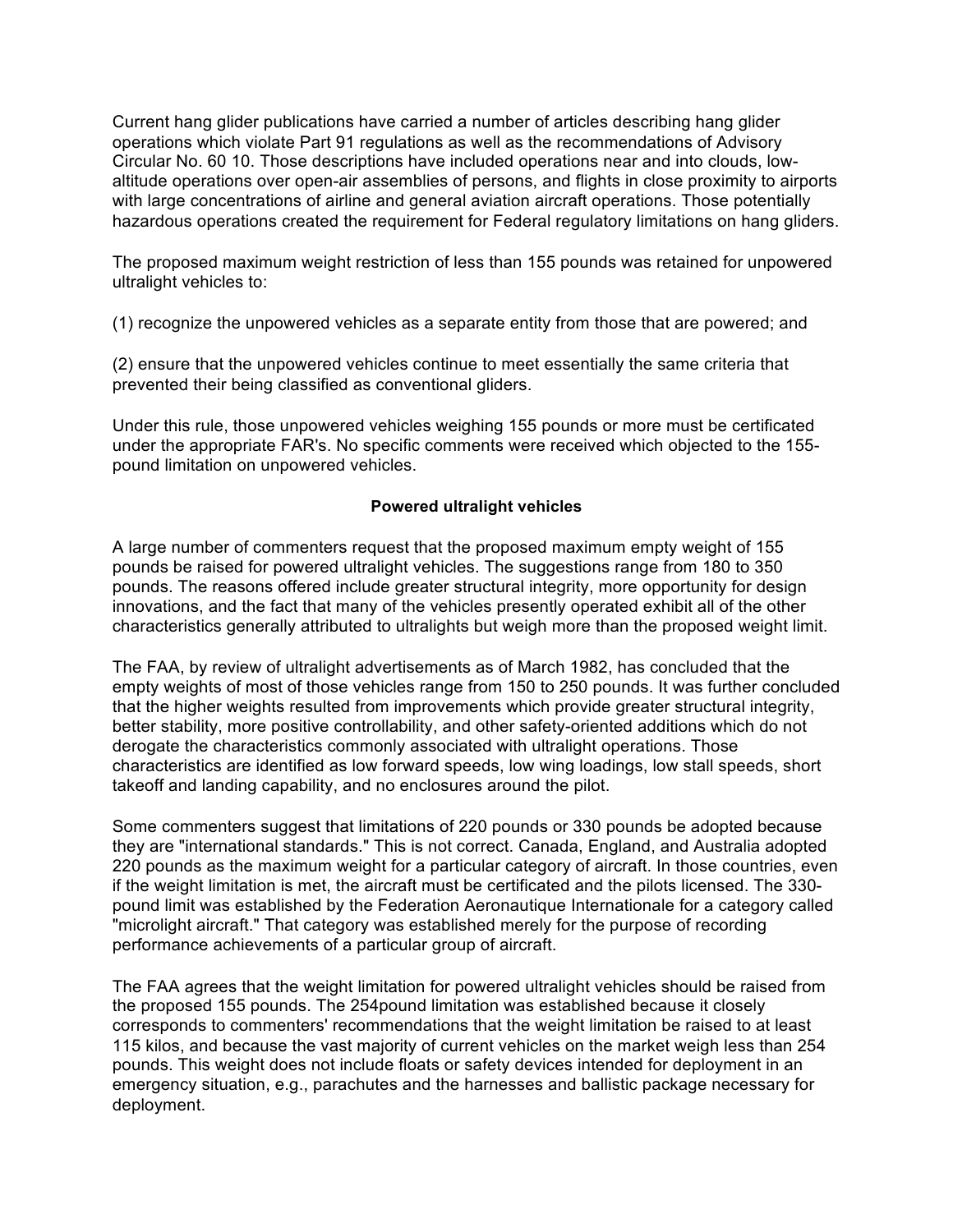Current hang glider publications have carried a number of articles describing hang glider operations which violate Part 91 regulations as well as the recommendations of Advisory Circular No. 60 10. Those descriptions have included operations near and into clouds, low-altitude operations over open-air assemblies of persons, and flights in close proximity to airports with large concentrations of airline and general aviation aircraft operations. Those potentially hazardous operations created the requirement for Federal regulatory limitations on hang gliders.

The proposed maximum weight restriction of less than 155 pounds was retained for unpowered ultralight vehicles to:

(1) recognize the unpowered vehicles as a separate entity from those that are powered; and

(2) ensure that the unpowered vehicles continue to meet essentially the same criteria that prevented their being classified as conventional gliders.

Under this rule, those unpowered vehicles weighing 155 pounds or more must be certificated under the appropriate FAR's. No specific comments were received which objected to the 155-pound limitation on unpowered vehicles.

**Powered ultralight vehicles**

A large number of commenters request that the proposed maximum empty weight of 155 pounds be raised for powered ultralight vehicles. The suggestions range from 180 to 350 pounds. The reasons offered include greater structural integrity, more opportunity for design innovations, and the fact that many of the vehicles presently operated exhibit all of the other characteristics generally attributed to ultralights but weigh more than the proposed weight limit.

The FAA, by review of ultralight advertisements as of March 1982, has concluded that the empty weights of most of those vehicles range from 150 to 250 pounds. It was further concluded that the higher weights resulted from improvements which provide greater structural integrity, better stability, more positive controllability, and other safety-oriented additions which do not derogate the characteristics commonly associated with ultralight operations. Those characteristics are identified as low forward speeds, low wing loadings, low stall speeds, short takeoff and landing capability, and no enclosures around the pilot.

Some commenters suggest that limitations of 220 pounds or 330 pounds be adopted because they are "international standards." This is not correct. Canada, England, and Australia adopted 220 pounds as the maximum weight for a particular category of aircraft. In those countries, even if the weight limitation is met, the aircraft must be certificated and the pilots licensed. The 330-pound limit was established by the Federation Aeronautique Internationale for a category called "microlight aircraft." That category was established merely for the purpose of recording performance achievements of a particular group of aircraft.

The FAA agrees that the weight limitation for powered ultralight vehicles should be raised from the proposed 155 pounds. The 254pound limitation was established because it closely corresponds to commenters' recommendations that the weight limitation be raised to at least 115 kilos, and because the vast majority of current vehicles on the market weigh less than 254 pounds. This weight does not include floats or safety devices intended for deployment in an emergency situation, e.g., parachutes and the harnesses and ballistic package necessary for deployment.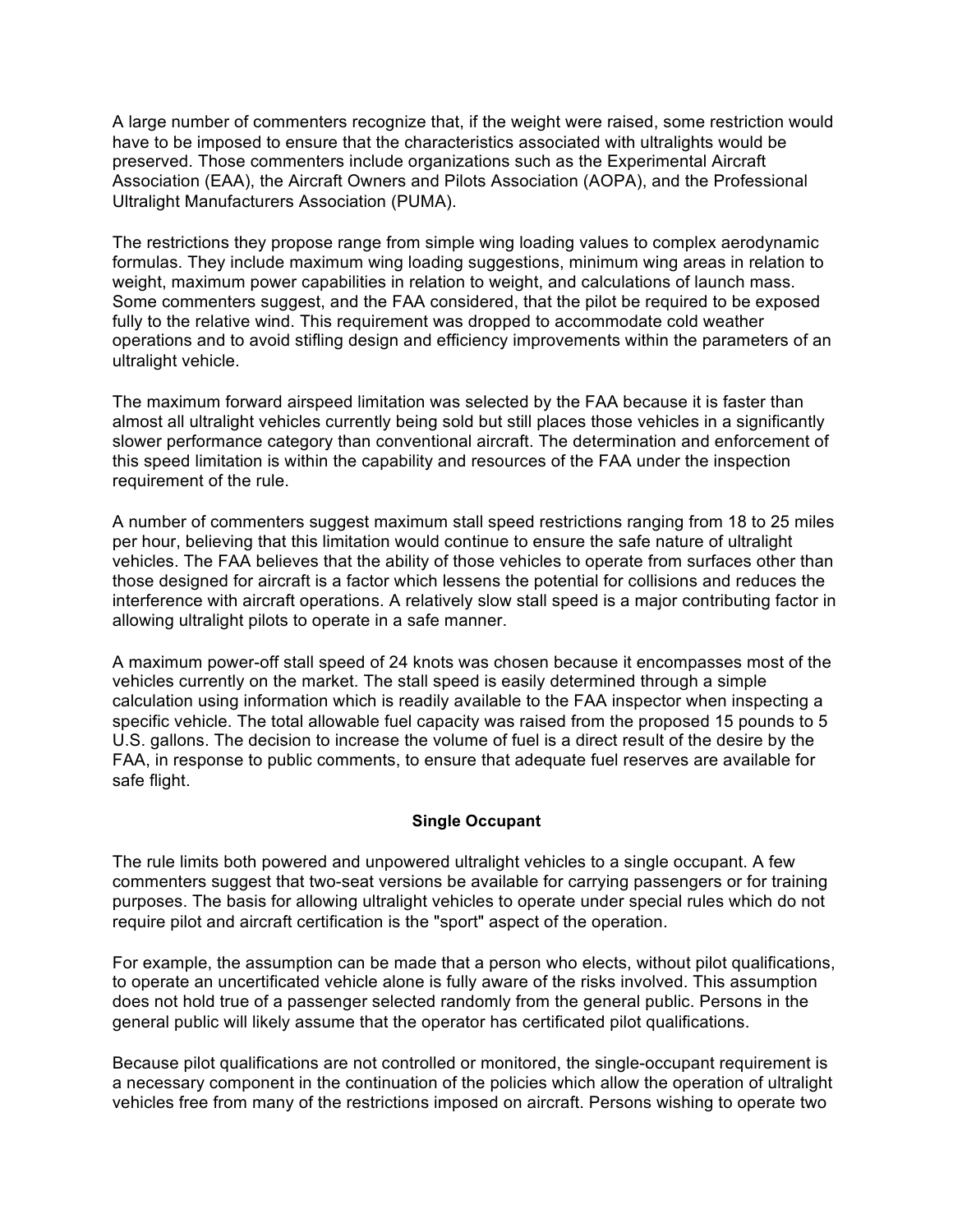A large number of commenters recognize that, if the weight were raised, some restriction would have to be imposed to ensure that the characteristics associated with ultralights would be preserved. Those commenters include organizations such as the Experimental Aircraft Association (EAA), the Aircraft Owners and Pilots Association (AOPA), and the Professional Ultralight Manufacturers Association (PUMA).

The restrictions they propose range from simple wing loading values to complex aerodynamic formulas. They include maximum wing loading suggestions, minimum wing areas in relation to weight, maximum power capabilities in relation to weight, and calculations of launch mass. Some commenters suggest, and the FAA considered, that the pilot be required to be exposed fully to the relative wind. This requirement was dropped to accommodate cold weather operations and to avoid stifling design and efficiency improvements within the parameters of an ultralight vehicle.

The maximum forward airspeed limitation was selected by the FAA because it is faster than almost all ultralight vehicles currently being sold but still places those vehicles in a significantly slower performance category than conventional aircraft. The determination and enforcement of this speed limitation is within the capability and resources of the FAA under the inspection requirement of the rule.

A number of commenters suggest maximum stall speed restrictions ranging from 18 to 25 miles per hour, believing that this limitation would continue to ensure the safe nature of ultralight vehicles. The FAA believes that the ability of those vehicles to operate from surfaces other than those designed for aircraft is a factor which lessens the potential for collisions and reduces the interference with aircraft operations. A relatively slow stall speed is a major contributing factor in allowing ultralight pilots to operate in a safe manner.

A maximum power-off stall speed of 24 knots was chosen because it encompasses most of the vehicles currently on the market. The stall speed is easily determined through a simple calculation using information which is readily available to the FAA inspector when inspecting a specific vehicle. The total allowable fuel capacity was raised from the proposed 15 pounds to 5 U.S. gallons. The decision to increase the volume of fuel is a direct result of the desire by the FAA, in response to public comments, to ensure that adequate fuel reserves are available for safe flight.

**Single Occupant**

The rule limits both powered and unpowered ultralight vehicles to a single occupant. A few commenters suggest that two-seat versions be available for carrying passengers or for training purposes. The basis for allowing ultralight vehicles to operate under special rules which do not require pilot and aircraft certification is the "sport" aspect of the operation.

For example, the assumption can be made that a person who elects, without pilot qualifications, to operate an uncertificated vehicle alone is fully aware of the risks involved. This assumption does not hold true of a passenger selected randomly from the general public. Persons in the general public will likely assume that the operator has certificated pilot qualifications.

Because pilot qualifications are not controlled or monitored, the single-occupant requirement is a necessary component in the continuation of the policies which allow the operation of ultralight vehicles free from many of the restrictions imposed on aircraft. Persons wishing to operate two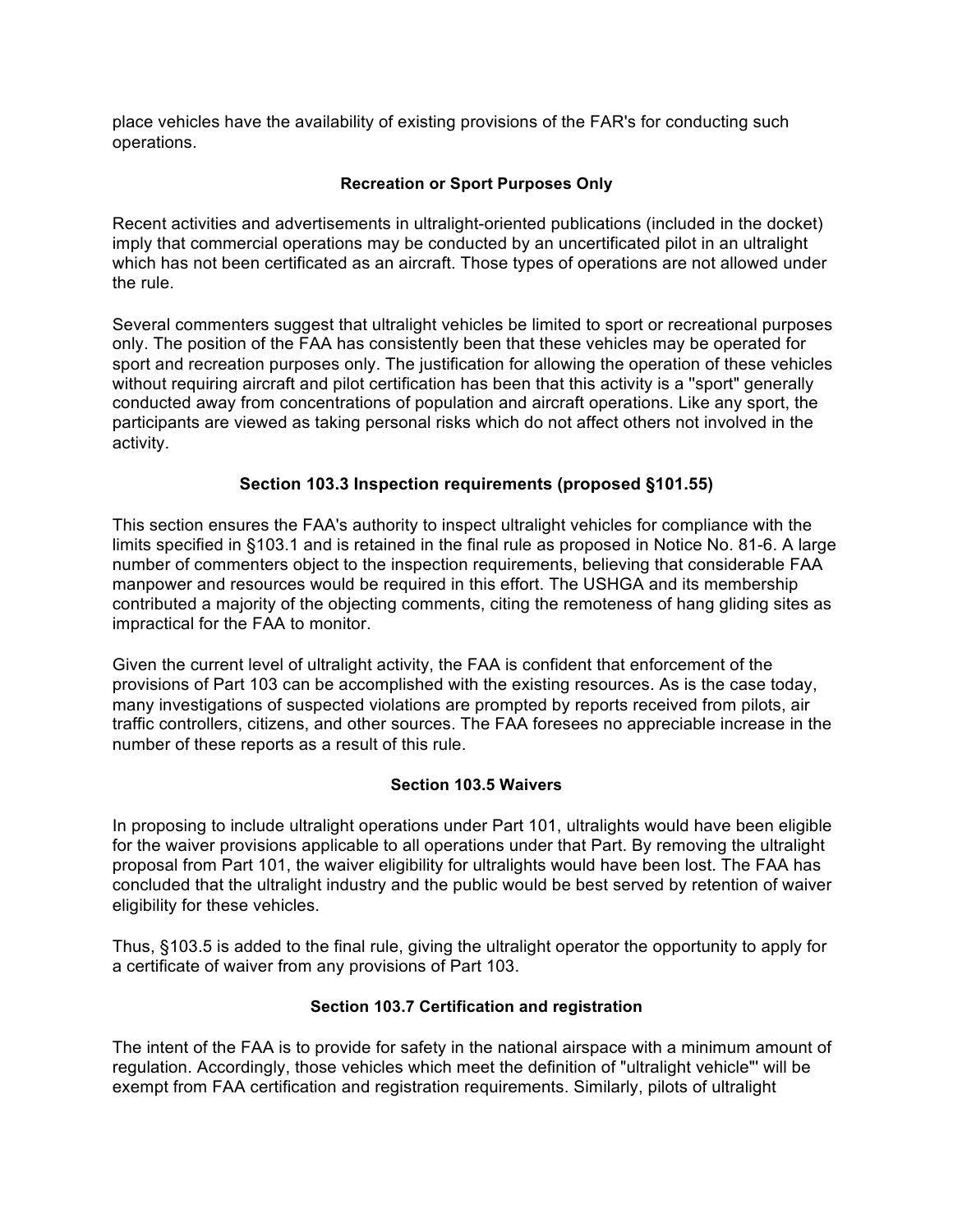place vehicles have the availability of existing provisions of the FAR's for conducting such operations.

### Recreation or Sport Purposes Only

Recent activities and advertisements in ultralight-oriented publications (included in the docket) imply that commercial operations may be conducted by an uncertificated pilot in an ultralight which has not been certificated as an aircraft. Those types of operations are not allowed under the rule.

Several commenters suggest that ultralight vehicles be limited to sport or recreational purposes only. The position of the FAA has consistently been that these vehicles may be operated for sport and recreation purposes only. The justification for allowing the operation of these vehicles without requiring aircraft and pilot certification has been that this activity is a ''sport" generally conducted away from concentrations of population and aircraft operations. Like any sport, the participants are viewed as taking personal risks which do not affect others not involved in the activity.

### Section 103.3 Inspection requirements (proposed §101.55)

This section ensures the FAA's authority to inspect ultralight vehicles for compliance with the limits specified in §103.1 and is retained in the final rule as proposed in Notice No. 81-6. A large number of commenters object to the inspection requirements, believing that considerable FAA manpower and resources would be required in this effort. The USHGA and its membership contributed a majority of the objecting comments, citing the remoteness of hang gliding sites as impractical for the FAA to monitor.

Given the current level of ultralight activity, the FAA is confident that enforcement of the provisions of Part 103 can be accomplished with the existing resources. As is the case today, many investigations of suspected violations are prompted by reports received from pilots, air traffic controllers, citizens, and other sources. The FAA foresees no appreciable increase in the number of these reports as a result of this rule.

### Section 103.5 Waivers

In proposing to include ultralight operations under Part 101, ultralights would have been eligible for the waiver provisions applicable to all operations under that Part. By removing the ultralight proposal from Part 101, the waiver eligibility for ultralights would have been lost. The FAA has concluded that the ultralight industry and the public would be best served by retention of waiver eligibility for these vehicles.

Thus, §103.5 is added to the final rule, giving the ultralight operator the opportunity to apply for a certificate of waiver from any provisions of Part 103.

### Section 103.7 Certification and registration

The intent of the FAA is to provide for safety in the national airspace with a minimum amount of regulation. Accordingly, those vehicles which meet the definition of "ultralight vehicle"' will be exempt from FAA certification and registration requirements. Similarly, pilots of ultralight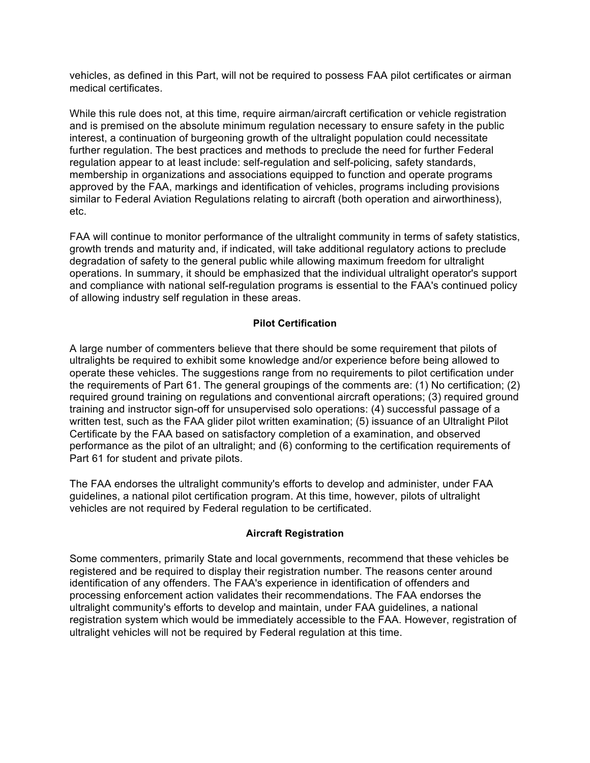vehicles, as defined in this Part, will not be required to possess FAA pilot certificates or airman medical certificates.

While this rule does not, at this time, require airman/aircraft certification or vehicle registration and is premised on the absolute minimum regulation necessary to ensure safety in the public interest, a continuation of burgeoning growth of the ultralight population could necessitate further regulation. The best practices and methods to preclude the need for further Federal regulation appear to at least include: self-regulation and self-policing, safety standards, membership in organizations and associations equipped to function and operate programs approved by the FAA, markings and identification of vehicles, programs including provisions similar to Federal Aviation Regulations relating to aircraft (both operation and airworthiness), etc.

FAA will continue to monitor performance of the ultralight community in terms of safety statistics, growth trends and maturity and, if indicated, will take additional regulatory actions to preclude degradation of safety to the general public while allowing maximum freedom for ultralight operations. In summary, it should be emphasized that the individual ultralight operator's support and compliance with national self-regulation programs is essential to the FAA's continued policy of allowing industry self regulation in these areas.

**Pilot Certification**

A large number of commenters believe that there should be some requirement that pilots of ultralights be required to exhibit some knowledge and/or experience before being allowed to operate these vehicles. The suggestions range from no requirements to pilot certification under the requirements of Part 61. The general groupings of the comments are: (1) No certification; (2) required ground training on regulations and conventional aircraft operations; (3) required ground training and instructor sign-off for unsupervised solo operations: (4) successful passage of a written test, such as the FAA glider pilot written examination; (5) issuance of an Ultralight Pilot Certificate by the FAA based on satisfactory completion of a examination, and observed performance as the pilot of an ultralight; and (6) conforming to the certification requirements of Part 61 for student and private pilots.

The FAA endorses the ultralight community's efforts to develop and administer, under FAA guidelines, a national pilot certification program. At this time, however, pilots of ultralight vehicles are not required by Federal regulation to be certificated.

**Aircraft Registration**

Some commenters, primarily State and local governments, recommend that these vehicles be registered and be required to display their registration number. The reasons center around identification of any offenders. The FAA's experience in identification of offenders and processing enforcement action validates their recommendations. The FAA endorses the ultralight community's efforts to develop and maintain, under FAA guidelines, a national registration system which would be immediately accessible to the FAA. However, registration of ultralight vehicles will not be required by Federal regulation at this time.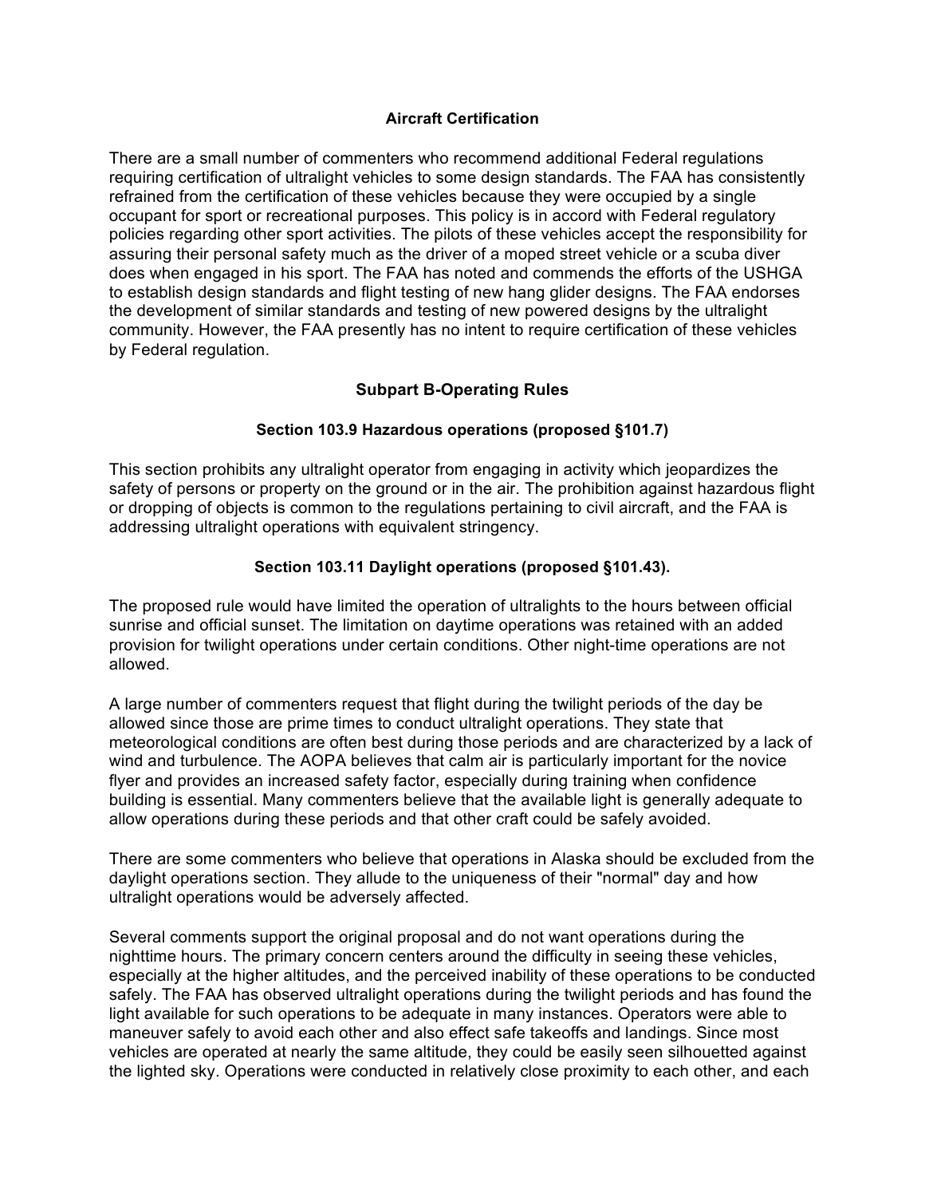### Aircraft Certification

There are a small number of commenters who recommend additional Federal regulations requiring certification of ultralight vehicles to some design standards. The FAA has consistently refrained from the certification of these vehicles because they were occupied by a single occupant for sport or recreational purposes. This policy is in accord with Federal regulatory policies regarding other sport activities. The pilots of these vehicles accept the responsibility for assuring their personal safety much as the driver of a moped street vehicle or a scuba diver does when engaged in his sport. The FAA has noted and commends the efforts of the USHGA to establish design standards and flight testing of new hang glider designs. The FAA endorses the development of similar standards and testing of new powered designs by the ultralight community. However, the FAA presently has no intent to require certification of these vehicles by Federal regulation.

### Subpart B-Operating Rules

#### Section 103.9 Hazardous operations (proposed §101.7)

This section prohibits any ultralight operator from engaging in activity which jeopardizes the safety of persons or property on the ground or in the air. The prohibition against hazardous flight or dropping of objects is common to the regulations pertaining to civil aircraft, and the FAA is addressing ultralight operations with equivalent stringency.

#### Section 103.11 Daylight operations (proposed §101.43).

The proposed rule would have limited the operation of ultralights to the hours between official sunrise and official sunset. The limitation on daytime operations was retained with an added provision for twilight operations under certain conditions. Other night-time operations are not allowed.

A large number of commenters request that flight during the twilight periods of the day be allowed since those are prime times to conduct ultralight operations. They state that meteorological conditions are often best during those periods and are characterized by a lack of wind and turbulence. The AOPA believes that calm air is particularly important for the novice flyer and provides an increased safety factor, especially during training when confidence building is essential. Many commenters believe that the available light is generally adequate to allow operations during these periods and that other craft could be safely avoided.

There are some commenters who believe that operations in Alaska should be excluded from the daylight operations section. They allude to the uniqueness of their "normal" day and how ultralight operations would be adversely affected.

Several comments support the original proposal and do not want operations during the nighttime hours. The primary concern centers around the difficulty in seeing these vehicles, especially at the higher altitudes, and the perceived inability of these operations to be conducted safely. The FAA has observed ultralight operations during the twilight periods and has found the light available for such operations to be adequate in many instances. Operators were able to maneuver safely to avoid each other and also effect safe takeoffs and landings. Since most vehicles are operated at nearly the same altitude, they could be easily seen silhouetted against the lighted sky. Operations were conducted in relatively close proximity to each other, and each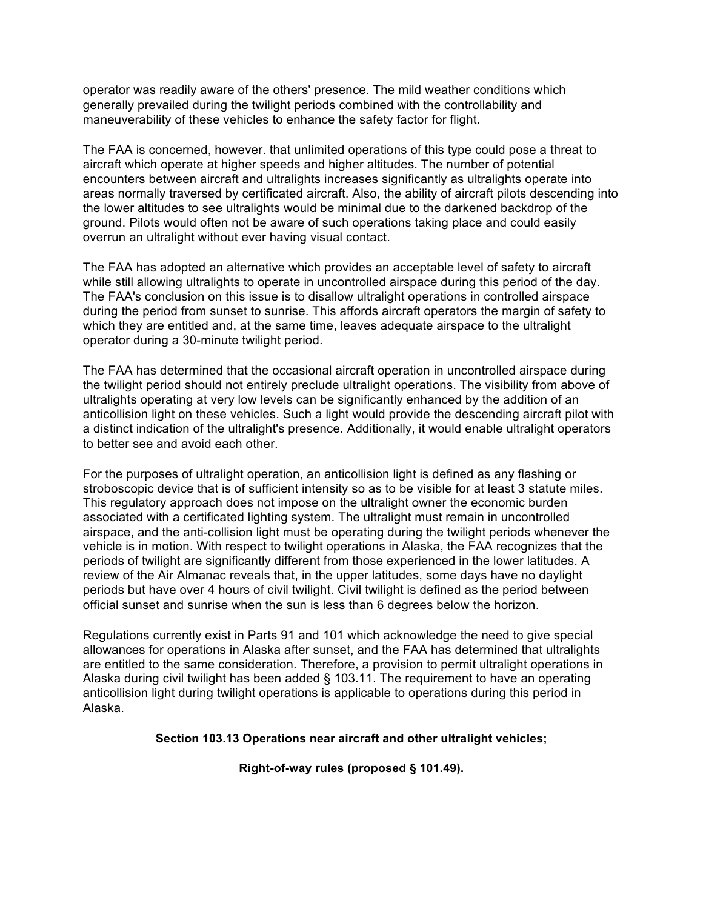operator was readily aware of the others' presence. The mild weather conditions which generally prevailed during the twilight periods combined with the controllability and maneuverability of these vehicles to enhance the safety factor for flight.

The FAA is concerned, however. that unlimited operations of this type could pose a threat to aircraft which operate at higher speeds and higher altitudes. The number of potential encounters between aircraft and ultralights increases significantly as ultralights operate into areas normally traversed by certificated aircraft. Also, the ability of aircraft pilots descending into the lower altitudes to see ultralights would be minimal due to the darkened backdrop of the ground. Pilots would often not be aware of such operations taking place and could easily overrun an ultralight without ever having visual contact.

The FAA has adopted an alternative which provides an acceptable level of safety to aircraft while still allowing ultralights to operate in uncontrolled airspace during this period of the day. The FAA's conclusion on this issue is to disallow ultralight operations in controlled airspace during the period from sunset to sunrise. This affords aircraft operators the margin of safety to which they are entitled and, at the same time, leaves adequate airspace to the ultralight operator during a 30-minute twilight period.

The FAA has determined that the occasional aircraft operation in uncontrolled airspace during the twilight period should not entirely preclude ultralight operations. The visibility from above of ultralights operating at very low levels can be significantly enhanced by the addition of an anticollision light on these vehicles. Such a light would provide the descending aircraft pilot with a distinct indication of the ultralight's presence. Additionally, it would enable ultralight operators to better see and avoid each other.

For the purposes of ultralight operation, an anticollision light is defined as any flashing or stroboscopic device that is of sufficient intensity so as to be visible for at least 3 statute miles. This regulatory approach does not impose on the ultralight owner the economic burden associated with a certificated lighting system. The ultralight must remain in uncontrolled airspace, and the anti-collision light must be operating during the twilight periods whenever the vehicle is in motion. With respect to twilight operations in Alaska, the FAA recognizes that the periods of twilight are significantly different from those experienced in the lower latitudes. A review of the Air Almanac reveals that, in the upper latitudes, some days have no daylight periods but have over 4 hours of civil twilight. Civil twilight is defined as the period between official sunset and sunrise when the sun is less than 6 degrees below the horizon.

Regulations currently exist in Parts 91 and 101 which acknowledge the need to give special allowances for operations in Alaska after sunset, and the FAA has determined that ultralights are entitled to the same consideration. Therefore, a provision to permit ultralight operations in Alaska during civil twilight has been added § 103.11. The requirement to have an operating anticollision light during twilight operations is applicable to operations during this period in Alaska.

**Section 103.13 Operations near aircraft and other ultralight vehicles;**

**Right-of-way rules (proposed § 101.49).**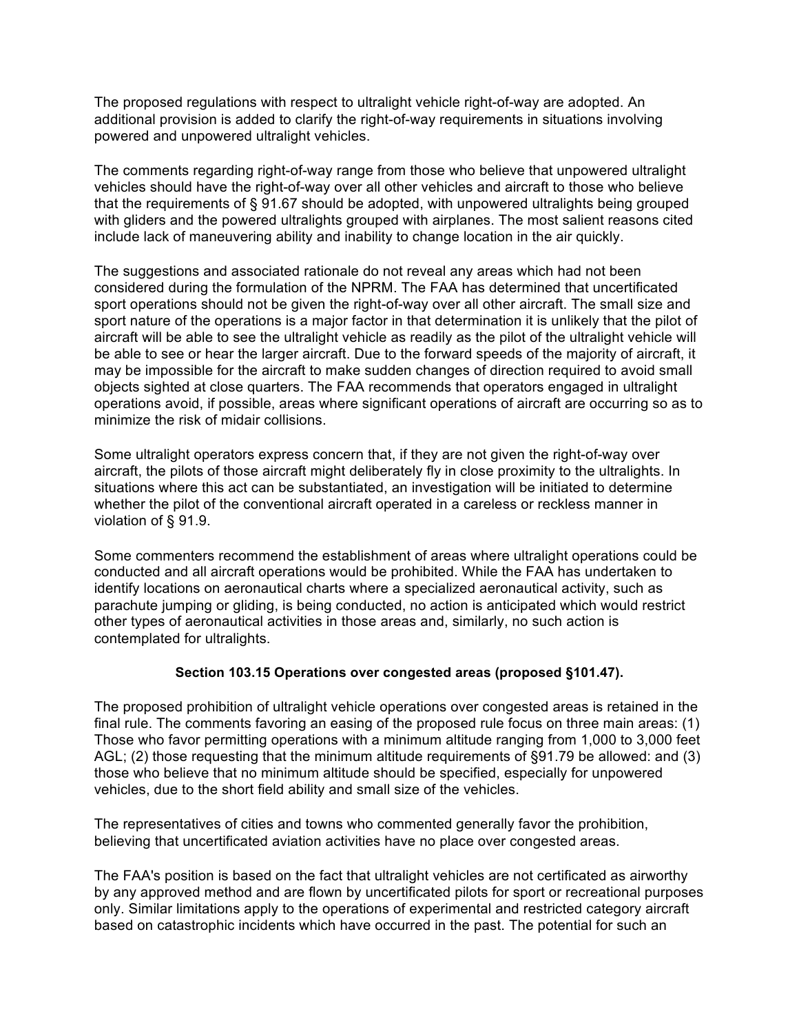The proposed regulations with respect to ultralight vehicle right-of-way are adopted. An additional provision is added to clarify the right-of-way requirements in situations involving powered and unpowered ultralight vehicles.

The comments regarding right-of-way range from those who believe that unpowered ultralight vehicles should have the right-of-way over all other vehicles and aircraft to those who believe that the requirements of § 91.67 should be adopted, with unpowered ultralights being grouped with gliders and the powered ultralights grouped with airplanes. The most salient reasons cited include lack of maneuvering ability and inability to change location in the air quickly.

The suggestions and associated rationale do not reveal any areas which had not been considered during the formulation of the NPRM. The FAA has determined that uncertificated sport operations should not be given the right-of-way over all other aircraft. The small size and sport nature of the operations is a major factor in that determination it is unlikely that the pilot of aircraft will be able to see the ultralight vehicle as readily as the pilot of the ultralight vehicle will be able to see or hear the larger aircraft. Due to the forward speeds of the majority of aircraft, it may be impossible for the aircraft to make sudden changes of direction required to avoid small objects sighted at close quarters. The FAA recommends that operators engaged in ultralight operations avoid, if possible, areas where significant operations of aircraft are occurring so as to minimize the risk of midair collisions.

Some ultralight operators express concern that, if they are not given the right-of-way over aircraft, the pilots of those aircraft might deliberately fly in close proximity to the ultralights. In situations where this act can be substantiated, an investigation will be initiated to determine whether the pilot of the conventional aircraft operated in a careless or reckless manner in violation of § 91.9.

Some commenters recommend the establishment of areas where ultralight operations could be conducted and all aircraft operations would be prohibited. While the FAA has undertaken to identify locations on aeronautical charts where a specialized aeronautical activity, such as parachute jumping or gliding, is being conducted, no action is anticipated which would restrict other types of aeronautical activities in those areas and, similarly, no such action is contemplated for ultralights.

**Section 103.15 Operations over congested areas (proposed §101.47).**

The proposed prohibition of ultralight vehicle operations over congested areas is retained in the final rule. The comments favoring an easing of the proposed rule focus on three main areas: (1) Those who favor permitting operations with a minimum altitude ranging from 1,000 to 3,000 feet AGL; (2) those requesting that the minimum altitude requirements of §91.79 be allowed: and (3) those who believe that no minimum altitude should be specified, especially for unpowered vehicles, due to the short field ability and small size of the vehicles.

The representatives of cities and towns who commented generally favor the prohibition, believing that uncertificated aviation activities have no place over congested areas.

The FAA's position is based on the fact that ultralight vehicles are not certificated as airworthy by any approved method and are flown by uncertificated pilots for sport or recreational purposes only. Similar limitations apply to the operations of experimental and restricted category aircraft based on catastrophic incidents which have occurred in the past. The potential for such an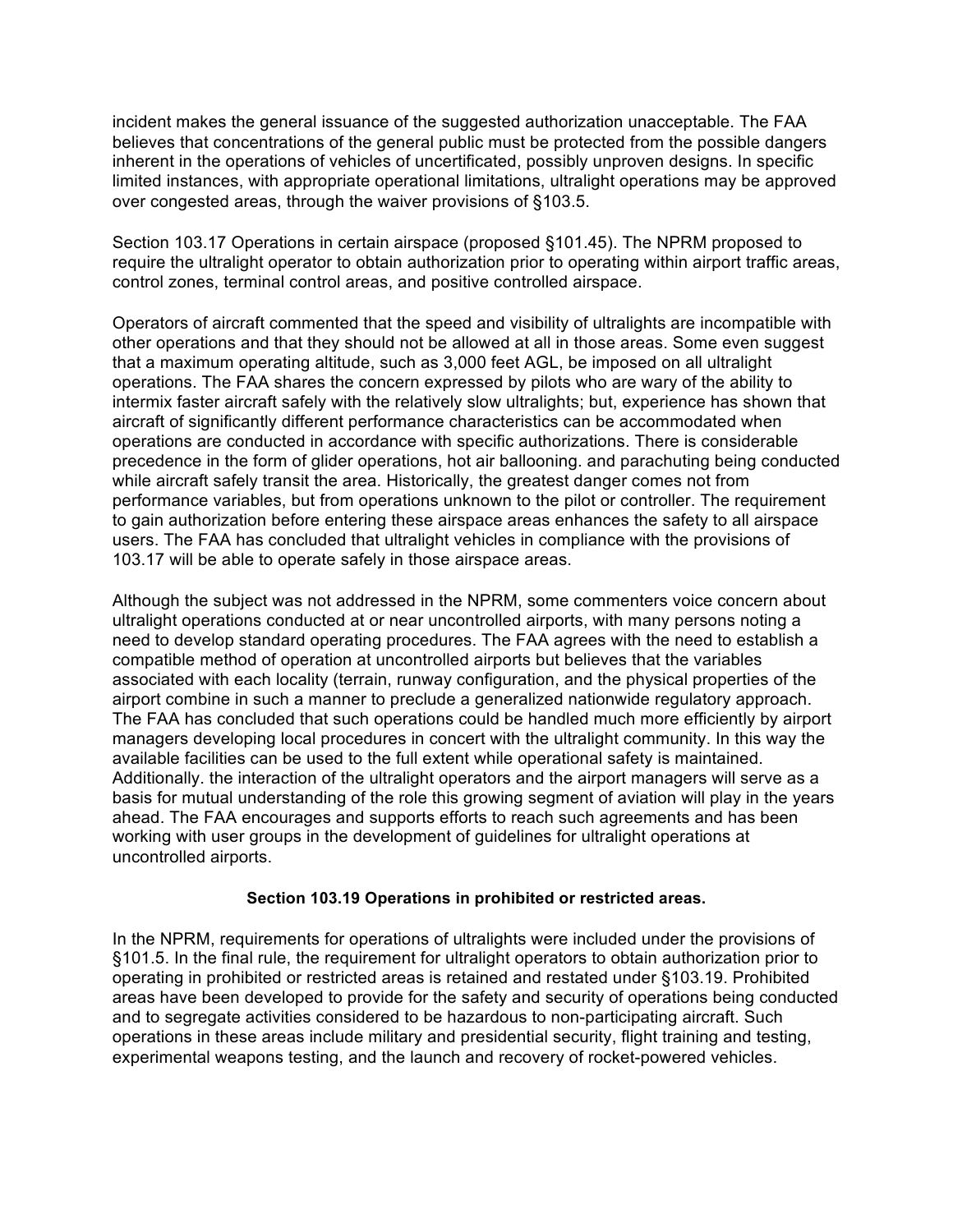incident makes the general issuance of the suggested authorization unacceptable. The FAA believes that concentrations of the general public must be protected from the possible dangers inherent in the operations of vehicles of uncertificated, possibly unproven designs. In specific limited instances, with appropriate operational limitations, ultralight operations may be approved over congested areas, through the waiver provisions of §103.5.

Section 103.17 Operations in certain airspace (proposed §101.45). The NPRM proposed to require the ultralight operator to obtain authorization prior to operating within airport traffic areas, control zones, terminal control areas, and positive controlled airspace.

Operators of aircraft commented that the speed and visibility of ultralights are incompatible with other operations and that they should not be allowed at all in those areas. Some even suggest that a maximum operating altitude, such as 3,000 feet AGL, be imposed on all ultralight operations. The FAA shares the concern expressed by pilots who are wary of the ability to intermix faster aircraft safely with the relatively slow ultralights; but, experience has shown that aircraft of significantly different performance characteristics can be accommodated when operations are conducted in accordance with specific authorizations. There is considerable precedence in the form of glider operations, hot air ballooning. and parachuting being conducted while aircraft safely transit the area. Historically, the greatest danger comes not from performance variables, but from operations unknown to the pilot or controller. The requirement to gain authorization before entering these airspace areas enhances the safety to all airspace users. The FAA has concluded that ultralight vehicles in compliance with the provisions of 103.17 will be able to operate safely in those airspace areas.

Although the subject was not addressed in the NPRM, some commenters voice concern about ultralight operations conducted at or near uncontrolled airports, with many persons noting a need to develop standard operating procedures. The FAA agrees with the need to establish a compatible method of operation at uncontrolled airports but believes that the variables associated with each locality (terrain, runway configuration, and the physical properties of the airport combine in such a manner to preclude a generalized nationwide regulatory approach. The FAA has concluded that such operations could be handled much more efficiently by airport managers developing local procedures in concert with the ultralight community. In this way the available facilities can be used to the full extent while operational safety is maintained. Additionally. the interaction of the ultralight operators and the airport managers will serve as a basis for mutual understanding of the role this growing segment of aviation will play in the years ahead. The FAA encourages and supports efforts to reach such agreements and has been working with user groups in the development of guidelines for ultralight operations at uncontrolled airports.

**Section 103.19 Operations in prohibited or restricted areas.**

In the NPRM, requirements for operations of ultralights were included under the provisions of §101.5. In the final rule, the requirement for ultralight operators to obtain authorization prior to operating in prohibited or restricted areas is retained and restated under §103.19. Prohibited areas have been developed to provide for the safety and security of operations being conducted and to segregate activities considered to be hazardous to non-participating aircraft. Such operations in these areas include military and presidential security, flight training and testing, experimental weapons testing, and the launch and recovery of rocket-powered vehicles.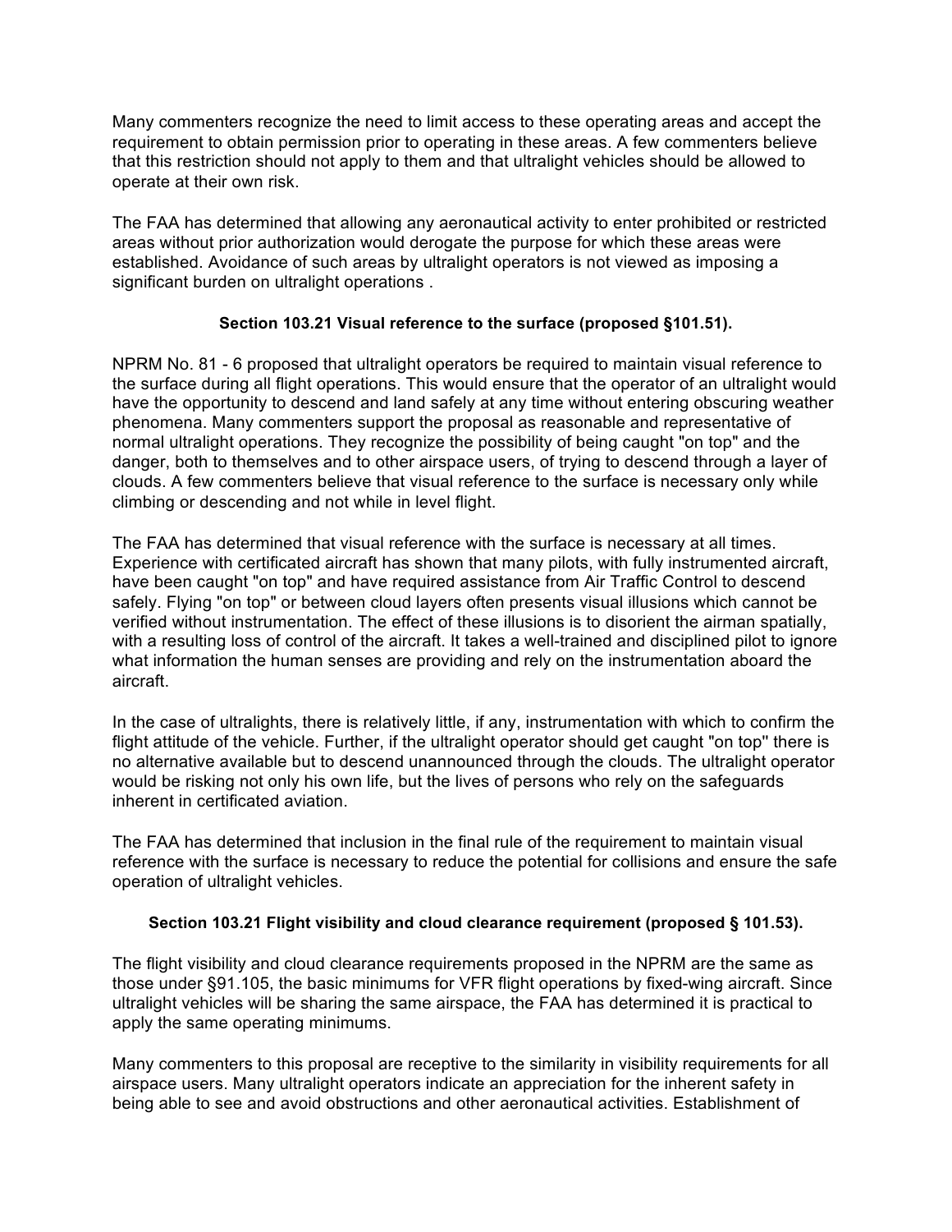Many commenters recognize the need to limit access to these operating areas and accept the requirement to obtain permission prior to operating in these areas. A few commenters believe that this restriction should not apply to them and that ultralight vehicles should be allowed to operate at their own risk.

The FAA has determined that allowing any aeronautical activity to enter prohibited or restricted areas without prior authorization would derogate the purpose for which these areas were established. Avoidance of such areas by ultralight operators is not viewed as imposing a significant burden on ultralight operations .

**Section 103.21 Visual reference to the surface (proposed §101.51).**

NPRM No. 81 - 6 proposed that ultralight operators be required to maintain visual reference to the surface during all flight operations. This would ensure that the operator of an ultralight would have the opportunity to descend and land safely at any time without entering obscuring weather phenomena. Many commenters support the proposal as reasonable and representative of normal ultralight operations. They recognize the possibility of being caught "on top" and the danger, both to themselves and to other airspace users, of trying to descend through a layer of clouds. A few commenters believe that visual reference to the surface is necessary only while climbing or descending and not while in level flight.

The FAA has determined that visual reference with the surface is necessary at all times. Experience with certificated aircraft has shown that many pilots, with fully instrumented aircraft, have been caught "on top" and have required assistance from Air Traffic Control to descend safely. Flying "on top" or between cloud layers often presents visual illusions which cannot be verified without instrumentation. The effect of these illusions is to disorient the airman spatially, with a resulting loss of control of the aircraft. It takes a well-trained and disciplined pilot to ignore what information the human senses are providing and rely on the instrumentation aboard the aircraft.

In the case of ultralights, there is relatively little, if any, instrumentation with which to confirm the flight attitude of the vehicle. Further, if the ultralight operator should get caught "on top'' there is no alternative available but to descend unannounced through the clouds. The ultralight operator would be risking not only his own life, but the lives of persons who rely on the safeguards inherent in certificated aviation.

The FAA has determined that inclusion in the final rule of the requirement to maintain visual reference with the surface is necessary to reduce the potential for collisions and ensure the safe operation of ultralight vehicles.

**Section 103.21 Flight visibility and cloud clearance requirement (proposed § 101.53).**

The flight visibility and cloud clearance requirements proposed in the NPRM are the same as those under §91.105, the basic minimums for VFR flight operations by fixed-wing aircraft. Since ultralight vehicles will be sharing the same airspace, the FAA has determined it is practical to apply the same operating minimums.

Many commenters to this proposal are receptive to the similarity in visibility requirements for all airspace users. Many ultralight operators indicate an appreciation for the inherent safety in being able to see and avoid obstructions and other aeronautical activities. Establishment of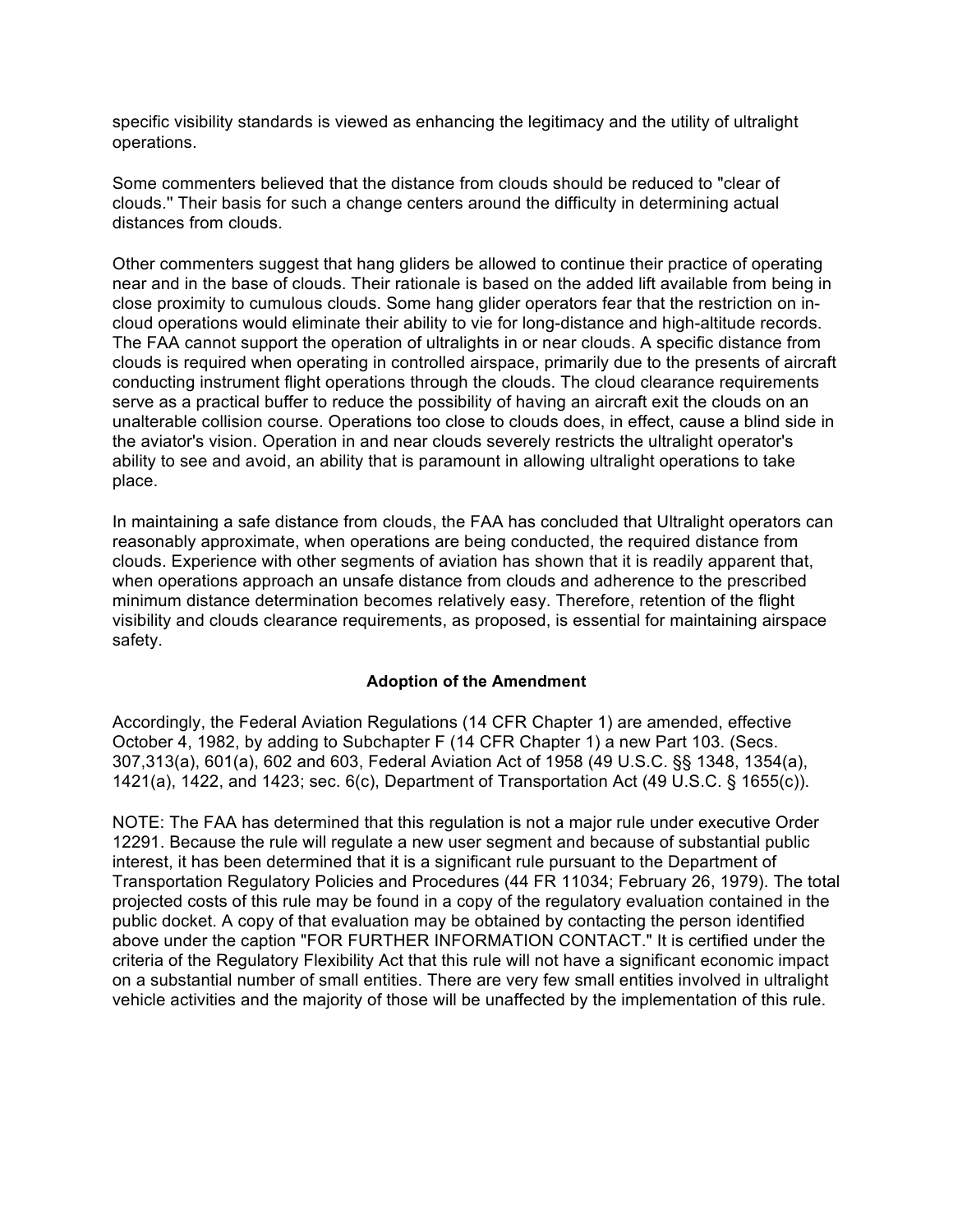specific visibility standards is viewed as enhancing the legitimacy and the utility of ultralight operations.

Some commenters believed that the distance from clouds should be reduced to "clear of clouds.'' Their basis for such a change centers around the difficulty in determining actual distances from clouds.

Other commenters suggest that hang gliders be allowed to continue their practice of operating near and in the base of clouds. Their rationale is based on the added lift available from being in close proximity to cumulous clouds. Some hang glider operators fear that the restriction on in-cloud operations would eliminate their ability to vie for long-distance and high-altitude records. The FAA cannot support the operation of ultralights in or near clouds. A specific distance from clouds is required when operating in controlled airspace, primarily due to the presents of aircraft conducting instrument flight operations through the clouds. The cloud clearance requirements serve as a practical buffer to reduce the possibility of having an aircraft exit the clouds on an unalterable collision course. Operations too close to clouds does, in effect, cause a blind side in the aviator's vision. Operation in and near clouds severely restricts the ultralight operator's ability to see and avoid, an ability that is paramount in allowing ultralight operations to take place.

In maintaining a safe distance from clouds, the FAA has concluded that Ultralight operators can reasonably approximate, when operations are being conducted, the required distance from clouds. Experience with other segments of aviation has shown that it is readily apparent that, when operations approach an unsafe distance from clouds and adherence to the prescribed minimum distance determination becomes relatively easy. Therefore, retention of the flight visibility and clouds clearance requirements, as proposed, is essential for maintaining airspace safety.

**Adoption of the Amendment**

Accordingly, the Federal Aviation Regulations (14 CFR Chapter 1) are amended, effective October 4, 1982, by adding to Subchapter F (14 CFR Chapter 1) a new Part 103. (Secs. 307,313(a), 601(a), 602 and 603, Federal Aviation Act of 1958 (49 U.S.C. §§ 1348, 1354(a), 1421(a), 1422, and 1423; sec. 6(c), Department of Transportation Act (49 U.S.C. § 1655(c)).

NOTE: The FAA has determined that this regulation is not a major rule under executive Order 12291. Because the rule will regulate a new user segment and because of substantial public interest, it has been determined that it is a significant rule pursuant to the Department of Transportation Regulatory Policies and Procedures (44 FR 11034; February 26, 1979). The total projected costs of this rule may be found in a copy of the regulatory evaluation contained in the public docket. A copy of that evaluation may be obtained by contacting the person identified above under the caption "FOR FURTHER INFORMATION CONTACT." It is certified under the criteria of the Regulatory Flexibility Act that this rule will not have a significant economic impact on a substantial number of small entities. There are very few small entities involved in ultralight vehicle activities and the majority of those will be unaffected by the implementation of this rule.